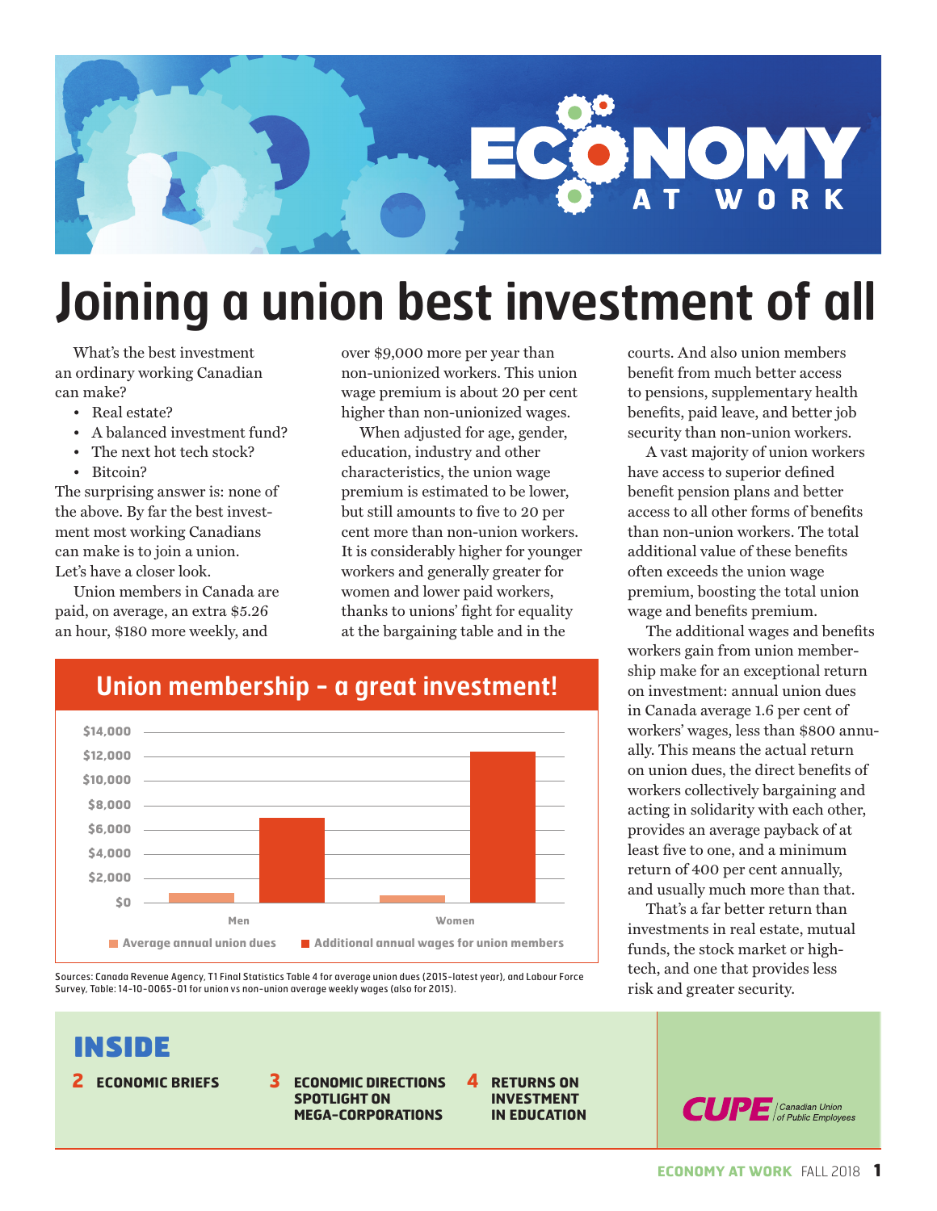# ECONOMY AT WORK

# Joining a union best investment of all

What's the best investment an ordinary working Canadian can make?

- Real estate?
- A balanced investment fund?
- The next hot tech stock?
- Bitcoin?

The surprising answer is: none of the above. By far the best investment most working Canadians can make is to join a union. Let's have a closer look.

Union members in Canada are paid, on average, an extra $5.26 an hour, $180 more weekly, and over $9,000 more per year than non-unionized workers. This union wage premium is about 20 per cent higher than non-unionized wages.

When adjusted for age, gender, education, industry and other characteristics, the union wage premium is estimated to be lower, but still amounts to five to 20 per cent more than non-union workers. It is considerably higher for younger workers and generally greater for women and lower paid workers, thanks to unions' fight for equality at the bargaining table and in the courts. And also union members benefit from much better access to pensions, supplementary health benefits, paid leave, and better job security than non-union workers.

A vast majority of union workers have access to superior defined benefit pension plans and better access to all other forms of benefits than non-union workers. The total additional value of these benefits often exceeds the union wage premium, boosting the total union wage and benefits premium.

The additional wages and benefits workers gain from union membership make for an exceptional return on investment: annual union dues in Canada average 1.6 per cent of workers' wages, less than $800 annually. This means the actual return on union dues, the direct benefits of workers collectively bargaining and acting in solidarity with each other, provides an average payback of at least five to one, and a minimum return of 400 per cent annually, and usually much more than that.

That's a far better return than investments in real estate, mutual funds, the stock market or high-tech, and one that provides less risk and greater security.

## Union membership – a great investment!

| | Average annual union dues | Additional annual wages for union members |
|---|---|---|
| Men | ~$800 | ~$7,000 |
| Women | ~$600 | ~$12,300 |

Sources: Canada Revenue Agency, T1 Final Statistics Table 4 for average union dues (2015-latest year), and Labour Force Survey, Table: 14-10-0065-01 for union vs non-union average weekly wages (also for 2015).

## INSIDE

**2** ECONOMIC BRIEFS

**3** ECONOMIC DIRECTIONS SPOTLIGHT ON MEGA-CORPORATIONS

**4** RETURNS ON INVESTMENT IN EDUCATION

CUPE | Canadian Union of Public Employees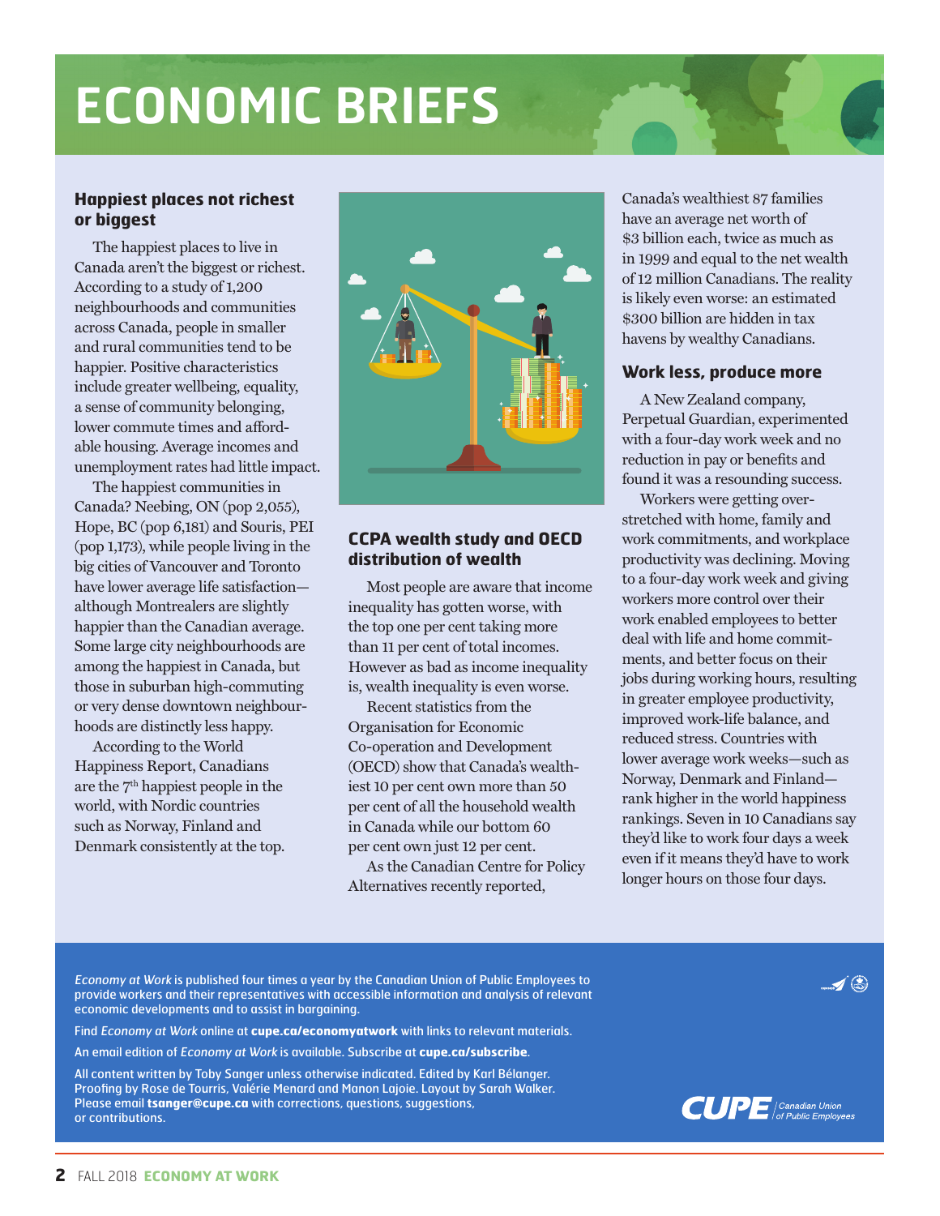# ECONOMIC BRIEFS

## Happiest places not richest or biggest

The happiest places to live in Canada aren't the biggest or richest. According to a study of 1,200 neighbourhoods and communities across Canada, people in smaller and rural communities tend to be happier. Positive characteristics include greater wellbeing, equality, a sense of community belonging, lower commute times and affordable housing. Average incomes and unemployment rates had little impact.

The happiest communities in Canada? Neebing, ON (pop 2,055), Hope, BC (pop 6,181) and Souris, PEI (pop 1,173), while people living in the big cities of Vancouver and Toronto have lower average life satisfaction—although Montrealers are slightly happier than the Canadian average. Some large city neighbourhoods are among the happiest in Canada, but those in suburban high-commuting or very dense downtown neighbourhoods are distinctly less happy.

According to the World Happiness Report, Canadians are the 7th happiest people in the world, with Nordic countries such as Norway, Finland and Denmark consistently at the top.

## CCPA wealth study and OECD distribution of wealth

Most people are aware that income inequality has gotten worse, with the top one per cent taking more than 11 per cent of total incomes. However as bad as income inequality is, wealth inequality is even worse.

Recent statistics from the Organisation for Economic Co-operation and Development (OECD) show that Canada's wealthiest 10 per cent own more than 50 per cent of all the household wealth in Canada while our bottom 60 per cent own just 12 per cent.

As the Canadian Centre for Policy Alternatives recently reported, Canada's wealthiest 87 families have an average net worth of $3 billion each, twice as much as in 1999 and equal to the net wealth of 12 million Canadians. The reality is likely even worse: an estimated $300 billion are hidden in tax havens by wealthy Canadians.

## Work less, produce more

A New Zealand company, Perpetual Guardian, experimented with a four-day work week and no reduction in pay or benefits and found it was a resounding success.

Workers were getting overstretched with home, family and work commitments, and workplace productivity was declining. Moving to a four-day work week and giving workers more control over their work enabled employees to better deal with life and home commitments, and better focus on their jobs during working hours, resulting in greater employee productivity, improved work-life balance, and reduced stress. Countries with lower average work weeks—such as Norway, Denmark and Finland—rank higher in the world happiness rankings. Seven in 10 Canadians say they'd like to work four days a week even if it means they'd have to work longer hours on those four days.

---

*Economy at Work* is published four times a year by the Canadian Union of Public Employees to provide workers and their representatives with accessible information and analysis of relevant economic developments and to assist in bargaining.

Find *Economy at Work* online at **cupe.ca/economyatwork** with links to relevant materials.

An email edition of *Economy at Work* is available. Subscribe at **cupe.ca/subscribe**.

All content written by Toby Sanger unless otherwise indicated. Edited by Karl Bélanger. Proofing by Rose de Tourris, Valérie Menard and Manon Lajoie. Layout by Sarah Walker. Please email **tsanger@cupe.ca** with corrections, questions, suggestions, or contributions.

CUPE Canadian Union of Public Employees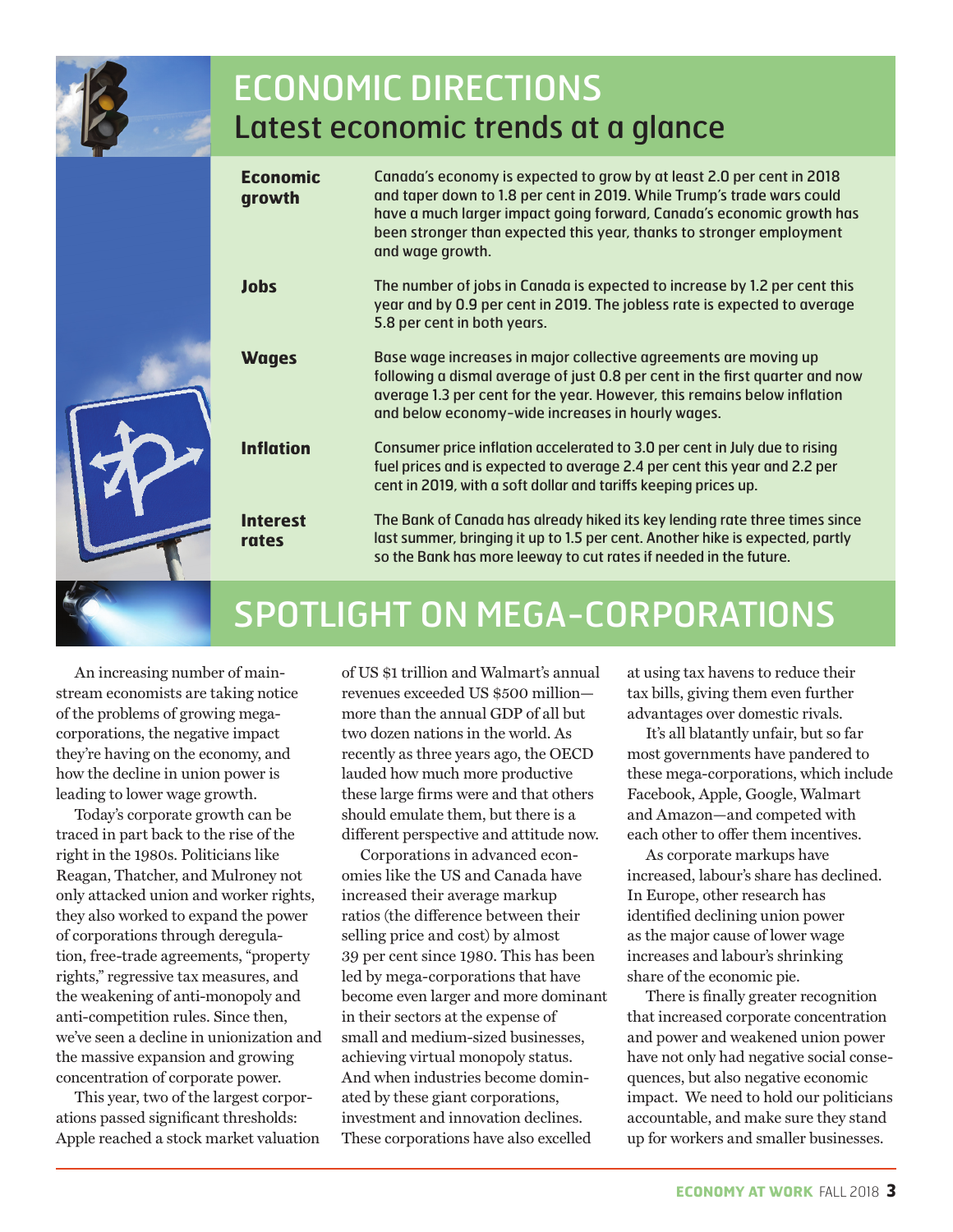# ECONOMIC DIRECTIONS

## Latest economic trends at a glance

| | |
|---|---|
| **Economic growth** | Canada's economy is expected to grow by at least 2.0 per cent in 2018 and taper down to 1.8 per cent in 2019. While Trump's trade wars could have a much larger impact going forward, Canada's economic growth has been stronger than expected this year, thanks to stronger employment and wage growth. |
| **Jobs** | The number of jobs in Canada is expected to increase by 1.2 per cent this year and by 0.9 per cent in 2019. The jobless rate is expected to average 5.8 per cent in both years. |
| **Wages** | Base wage increases in major collective agreements are moving up following a dismal average of just 0.8 per cent in the first quarter and now average 1.3 per cent for the year. However, this remains below inflation and below economy-wide increases in hourly wages. |
| **Inflation** | Consumer price inflation accelerated to 3.0 per cent in July due to rising fuel prices and is expected to average 2.4 per cent this year and 2.2 per cent in 2019, with a soft dollar and tariffs keeping prices up. |
| **Interest rates** | The Bank of Canada has already hiked its key lending rate three times since last summer, bringing it up to 1.5 per cent. Another hike is expected, partly so the Bank has more leeway to cut rates if needed in the future. |

# SPOTLIGHT ON MEGA-CORPORATIONS

An increasing number of mainstream economists are taking notice of the problems of growing mega-corporations, the negative impact they're having on the economy, and how the decline in union power is leading to lower wage growth.

Today's corporate growth can be traced in part back to the rise of the right in the 1980s. Politicians like Reagan, Thatcher, and Mulroney not only attacked union and worker rights, they also worked to expand the power of corporations through deregulation, free-trade agreements, "property rights," regressive tax measures, and the weakening of anti-monopoly and anti-competition rules. Since then, we've seen a decline in unionization and the massive expansion and growing concentration of corporate power.

This year, two of the largest corporations passed significant thresholds: Apple reached a stock market valuation of US $1 trillion and Walmart's annual revenues exceeded US $500 million—more than the annual GDP of all but two dozen nations in the world. As recently as three years ago, the OECD lauded how much more productive these large firms were and that others should emulate them, but there is a different perspective and attitude now.

Corporations in advanced economies like the US and Canada have increased their average markup ratios (the difference between their selling price and cost) by almost 39 per cent since 1980. This has been led by mega-corporations that have become even larger and more dominant in their sectors at the expense of small and medium-sized businesses, achieving virtual monopoly status. And when industries become dominated by these giant corporations, investment and innovation declines. These corporations have also excelled at using tax havens to reduce their tax bills, giving them further advantages over domestic rivals.

It's all blatantly unfair, but so far most governments have pandered to these mega-corporations, which include Facebook, Apple, Google, Walmart and Amazon—and competed with each other to offer them incentives.

As corporate markups have increased, labour's share has declined. In Europe, other research has identified declining union power as the major cause of lower wage increases and labour's shrinking share of the economic pie.

There is finally greater recognition that increased corporate concentration and power and weakened union power have not only had negative social consequences, but also negative economic impact. We need to hold our politicians accountable, and make sure they stand up for workers and smaller businesses.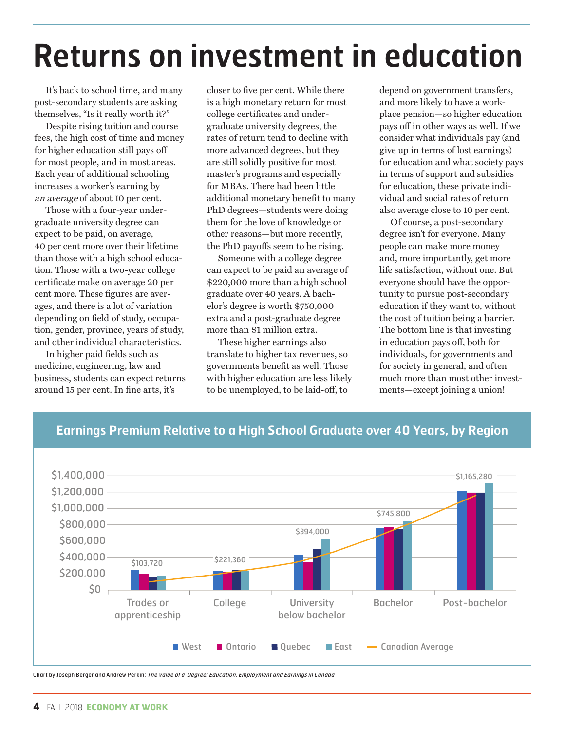# Returns on investment in education

It's back to school time, and many post-secondary students are asking themselves, "Is it really worth it?"

Despite rising tuition and course fees, the high cost of time and money for higher education still pays off for most people, and in most areas. Each year of additional schooling increases a worker's earning by *an average* of about 10 per cent.

Those with a four-year undergraduate university degree can expect to be paid, on average, 40 per cent more over their lifetime than those with a high school education. Those with a two-year college certificate make on average 20 per cent more. These figures are averages, and there is a lot of variation depending on field of study, occupation, gender, province, years of study, and other individual characteristics.

In higher paid fields such as medicine, engineering, law and business, students can expect returns around 15 per cent. In fine arts, it's closer to five per cent. While there is a high monetary return for most college certificates and undergraduate university degrees, the rates of return tend to decline with more advanced degrees, but they are still solidly positive for most master's programs and especially for MBAs. There had been little additional monetary benefit to many PhD degrees—students were doing them for the love of knowledge or other reasons—but more recently, the PhD payoffs seem to be rising.

Someone with a college degree can expect to be paid an average of $220,000 more than a high school graduate over 40 years. A bachelor's degree is worth $750,000 extra and a post-graduate degree more than $1 million extra.

These higher earnings also translate to higher tax revenues, so governments benefit as well. Those with higher education are less likely to be unemployed, to be laid-off, to depend on government transfers, and more likely to have a workplace pension—so higher education pays off in other ways as well. If we consider what individuals pay (and give up in terms of lost earnings) for education and what society pays in terms of support and subsidies for education, these private individual and social rates of return also average close to 10 per cent.

Of course, a post-secondary degree isn't for everyone. Many people can make more money and, more importantly, get more life satisfaction, without one. But everyone should have the opportunity to pursue post-secondary education if they want to, without the cost of tuition being a barrier. The bottom line is that investing in education pays off, both for individuals, for governments and for society in general, and often much more than most other investments—except joining a union!

## Earnings Premium Relative to a High School Graduate over 40 Years, by Region

$1,400,000
$1,200,000
$1,000,000
$800,000
$600,000
$400,000
$200,000
$0

$103,720
$221,360
$394,000
$745,800
$1,165,280

Trades or apprenticeship
College
University below bachelor
Bachelor
Post-bachelor

West
Ontario
Quebec
East
Canadian Average

Chart by Joseph Berger and Andrew Perkin; *The Value of a Degree: Education, Employment and Earnings in Canada*